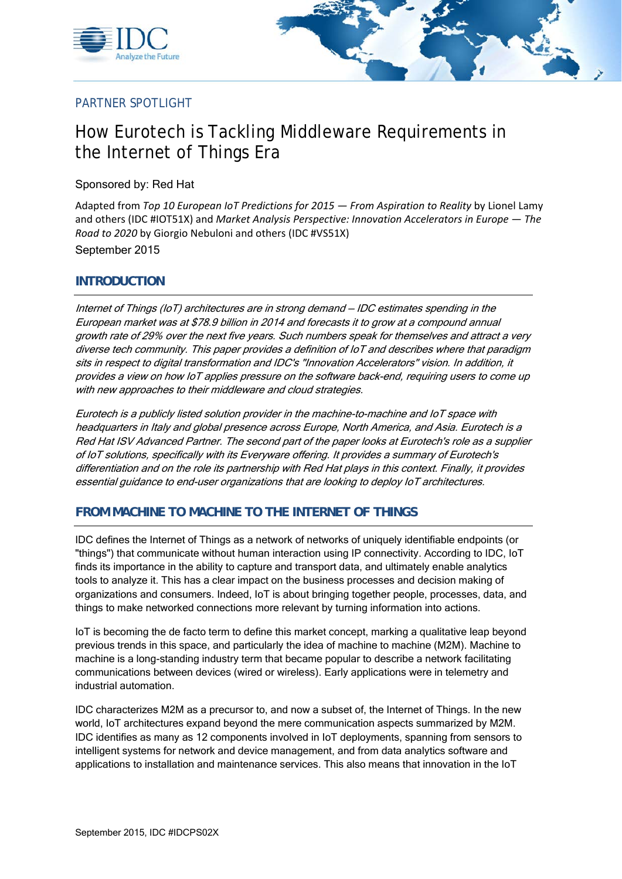PARTNER SPOTLIGHT

# How Eurotech is Tackling Middleware Requirements in the Internet of Things Era

Sponsored by: Red Hat

Adapted from *Top 10 European IoT Predictions for 2015 — From Aspiration to Reality* by Lionel Lamy and others (IDC #IOT51X) and *Market Analysis Perspective: Innovation Accelerators in Europe — The Road to 2020* by Giorgio Nebuloni and others (IDC #VS51X)

September 2015

## INTRODUCTION

*Internet of Things (IoT) architectures are in strong demand – IDC estimates spending in the European market was at $78.9 billion in 2014 and forecasts it to grow at a compound annual growth rate of 29% over the next five years. Such numbers speak for themselves and attract a very diverse tech community. This paper provides a definition of IoT and describes where that paradigm sits in respect to digital transformation and IDC's "Innovation Accelerators" vision. In addition, it provides a view on how IoT applies pressure on the software back-end, requiring users to come up with new approaches to their middleware and cloud strategies.*

*Eurotech is a publicly listed solution provider in the machine-to-machine and IoT space with headquarters in Italy and global presence across Europe, North America, and Asia. Eurotech is a Red Hat ISV Advanced Partner. The second part of the paper looks at Eurotech's role as a supplier of IoT solutions, specifically with its Everyware offering. It provides a summary of Eurotech's differentiation and on the role its partnership with Red Hat plays in this context. Finally, it provides essential guidance to end-user organizations that are looking to deploy IoT architectures.*

## FROM MACHINE TO MACHINE TO THE INTERNET OF THINGS

IDC defines the Internet of Things as a network of networks of uniquely identifiable endpoints (or "things") that communicate without human interaction using IP connectivity. According to IDC, IoT finds its importance in the ability to capture and transport data, and ultimately enable analytics tools to analyze it. This has a clear impact on the business processes and decision making of organizations and consumers. Indeed, IoT is about bringing together people, processes, data, and things to make networked connections more relevant by turning information into actions.

IoT is becoming the de facto term to define this market concept, marking a qualitative leap beyond previous trends in this space, and particularly the idea of machine to machine (M2M). Machine to machine is a long-standing industry term that became popular to describe a network facilitating communications between devices (wired or wireless). Early applications were in telemetry and industrial automation.

IDC characterizes M2M as a precursor to, and now a subset of, the Internet of Things. In the new world, IoT architectures expand beyond the mere communication aspects summarized by M2M. IDC identifies as many as 12 components involved in IoT deployments, spanning from sensors to intelligent systems for network and device management, and from data analytics software and applications to installation and maintenance services. This also means that innovation in the IoT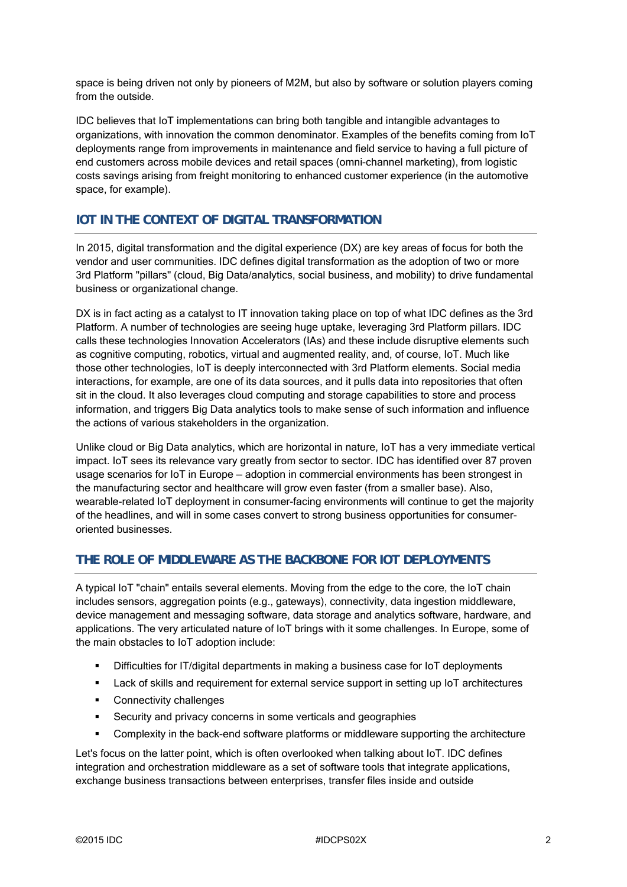space is being driven not only by pioneers of M2M, but also by software or solution players coming from the outside.

IDC believes that IoT implementations can bring both tangible and intangible advantages to organizations, with innovation the common denominator. Examples of the benefits coming from IoT deployments range from improvements in maintenance and field service to having a full picture of end customers across mobile devices and retail spaces (omni-channel marketing), from logistic costs savings arising from freight monitoring to enhanced customer experience (in the automotive space, for example).

## IOT IN THE CONTEXT OF DIGITAL TRANSFORMATION

In 2015, digital transformation and the digital experience (DX) are key areas of focus for both the vendor and user communities. IDC defines digital transformation as the adoption of two or more 3rd Platform "pillars" (cloud, Big Data/analytics, social business, and mobility) to drive fundamental business or organizational change.

DX is in fact acting as a catalyst to IT innovation taking place on top of what IDC defines as the 3rd Platform. A number of technologies are seeing huge uptake, leveraging 3rd Platform pillars. IDC calls these technologies Innovation Accelerators (IAs) and these include disruptive elements such as cognitive computing, robotics, virtual and augmented reality, and, of course, IoT. Much like those other technologies, IoT is deeply interconnected with 3rd Platform elements. Social media interactions, for example, are one of its data sources, and it pulls data into repositories that often sit in the cloud. It also leverages cloud computing and storage capabilities to store and process information, and triggers Big Data analytics tools to make sense of such information and influence the actions of various stakeholders in the organization.

Unlike cloud or Big Data analytics, which are horizontal in nature, IoT has a very immediate vertical impact. IoT sees its relevance vary greatly from sector to sector. IDC has identified over 87 proven usage scenarios for IoT in Europe — adoption in commercial environments has been strongest in the manufacturing sector and healthcare will grow even faster (from a smaller base). Also, wearable-related IoT deployment in consumer-facing environments will continue to get the majority of the headlines, and will in some cases convert to strong business opportunities for consumer-oriented businesses.

## THE ROLE OF MIDDLEWARE AS THE BACKBONE FOR IOT DEPLOYMENTS

A typical IoT "chain" entails several elements. Moving from the edge to the core, the IoT chain includes sensors, aggregation points (e.g., gateways), connectivity, data ingestion middleware, device management and messaging software, data storage and analytics software, hardware, and applications. The very articulated nature of IoT brings with it some challenges. In Europe, some of the main obstacles to IoT adoption include:

- Difficulties for IT/digital departments in making a business case for IoT deployments
- Lack of skills and requirement for external service support in setting up IoT architectures
- Connectivity challenges
- Security and privacy concerns in some verticals and geographies
- Complexity in the back-end software platforms or middleware supporting the architecture

Let's focus on the latter point, which is often overlooked when talking about IoT. IDC defines integration and orchestration middleware as a set of software tools that integrate applications, exchange business transactions between enterprises, transfer files inside and outside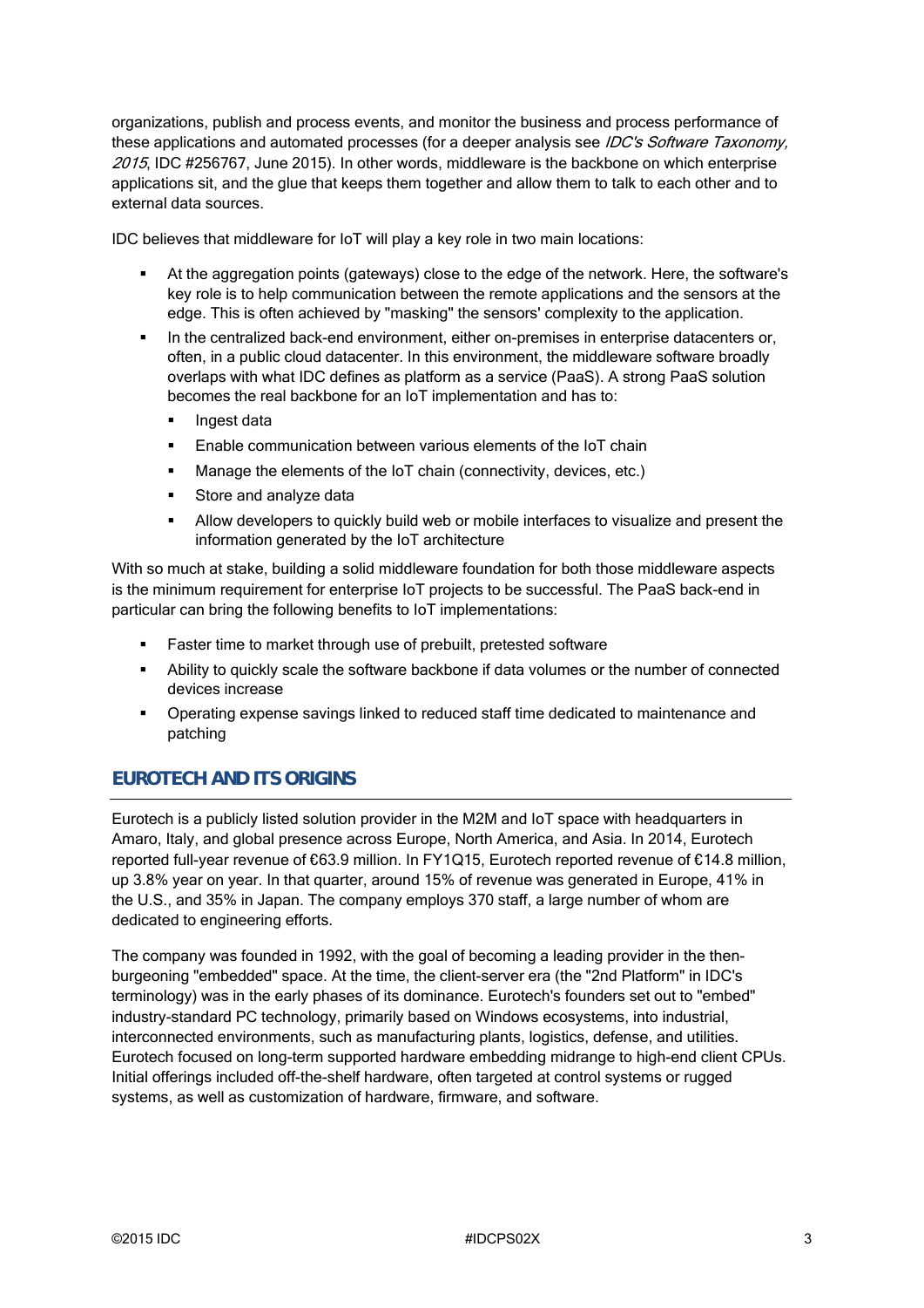organizations, publish and process events, and monitor the business and process performance of these applications and automated processes (for a deeper analysis see *IDC's Software Taxonomy, 2015*, IDC #256767, June 2015). In other words, middleware is the backbone on which enterprise applications sit, and the glue that keeps them together and allow them to talk to each other and to external data sources.

IDC believes that middleware for IoT will play a key role in two main locations:

- At the aggregation points (gateways) close to the edge of the network. Here, the software's key role is to help communication between the remote applications and the sensors at the edge. This is often achieved by "masking" the sensors' complexity to the application.
- In the centralized back-end environment, either on-premises in enterprise datacenters or, often, in a public cloud datacenter. In this environment, the middleware software broadly overlaps with what IDC defines as platform as a service (PaaS). A strong PaaS solution becomes the real backbone for an IoT implementation and has to:
  - Ingest data
  - Enable communication between various elements of the IoT chain
  - Manage the elements of the IoT chain (connectivity, devices, etc.)
  - Store and analyze data
  - Allow developers to quickly build web or mobile interfaces to visualize and present the information generated by the IoT architecture

With so much at stake, building a solid middleware foundation for both those middleware aspects is the minimum requirement for enterprise IoT projects to be successful. The PaaS back-end in particular can bring the following benefits to IoT implementations:

- Faster time to market through use of prebuilt, pretested software
- Ability to quickly scale the software backbone if data volumes or the number of connected devices increase
- Operating expense savings linked to reduced staff time dedicated to maintenance and patching

## EUROTECH AND ITS ORIGINS

Eurotech is a publicly listed solution provider in the M2M and IoT space with headquarters in Amaro, Italy, and global presence across Europe, North America, and Asia. In 2014, Eurotech reported full-year revenue of €63.9 million. In FY1Q15, Eurotech reported revenue of €14.8 million, up 3.8% year on year. In that quarter, around 15% of revenue was generated in Europe, 41% in the U.S., and 35% in Japan. The company employs 370 staff, a large number of whom are dedicated to engineering efforts.

The company was founded in 1992, with the goal of becoming a leading provider in the then-burgeoning "embedded" space. At the time, the client-server era (the "2nd Platform" in IDC's terminology) was in the early phases of its dominance. Eurotech's founders set out to "embed" industry-standard PC technology, primarily based on Windows ecosystems, into industrial, interconnected environments, such as manufacturing plants, logistics, defense, and utilities. Eurotech focused on long-term supported hardware embedding midrange to high-end client CPUs. Initial offerings included off-the-shelf hardware, often targeted at control systems or rugged systems, as well as customization of hardware, firmware, and software.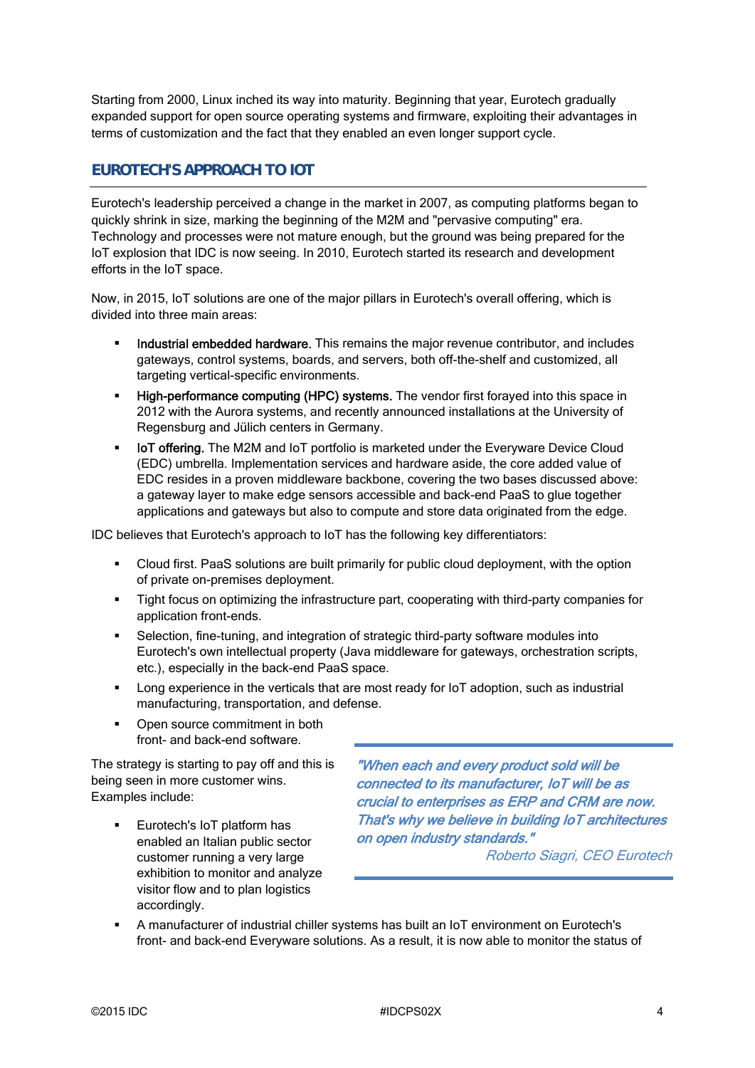Starting from 2000, Linux inched its way into maturity. Beginning that year, Eurotech gradually expanded support for open source operating systems and firmware, exploiting their advantages in terms of customization and the fact that they enabled an even longer support cycle.

## EUROTECH'S APPROACH TO IOT

Eurotech's leadership perceived a change in the market in 2007, as computing platforms began to quickly shrink in size, marking the beginning of the M2M and "pervasive computing" era. Technology and processes were not mature enough, but the ground was being prepared for the IoT explosion that IDC is now seeing. In 2010, Eurotech started its research and development efforts in the IoT space.

Now, in 2015, IoT solutions are one of the major pillars in Eurotech's overall offering, which is divided into three main areas:

- **Industrial embedded hardware.** This remains the major revenue contributor, and includes gateways, control systems, boards, and servers, both off-the-shelf and customized, all targeting vertical-specific environments.
- **High-performance computing (HPC) systems.** The vendor first forayed into this space in 2012 with the Aurora systems, and recently announced installations at the University of Regensburg and Jülich centers in Germany.
- **IoT offering.** The M2M and IoT portfolio is marketed under the Everyware Device Cloud (EDC) umbrella. Implementation services and hardware aside, the core added value of EDC resides in a proven middleware backbone, covering the two bases discussed above: a gateway layer to make edge sensors accessible and back-end PaaS to glue together applications and gateways but also to compute and store data originated from the edge.

IDC believes that Eurotech's approach to IoT has the following key differentiators:

- Cloud first. PaaS solutions are built primarily for public cloud deployment, with the option of private on-premises deployment.
- Tight focus on optimizing the infrastructure part, cooperating with third-party companies for application front-ends.
- Selection, fine-tuning, and integration of strategic third-party software modules into Eurotech's own intellectual property (Java middleware for gateways, orchestration scripts, etc.), especially in the back-end PaaS space.
- Long experience in the verticals that are most ready for IoT adoption, such as industrial manufacturing, transportation, and defense.
- Open source commitment in both front- and back-end software.

> *"When each and every product sold will be connected to its manufacturer, IoT will be as crucial to enterprises as ERP and CRM are now. That's why we believe in building IoT architectures on open industry standards."*
>
> *Roberto Siagri, CEO Eurotech*

The strategy is starting to pay off and this is being seen in more customer wins. Examples include:

- Eurotech's IoT platform has enabled an Italian public sector customer running a very large exhibition to monitor and analyze visitor flow and to plan logistics accordingly.
- A manufacturer of industrial chiller systems has built an IoT environment on Eurotech's front- and back-end Everyware solutions. As a result, it is now able to monitor the status of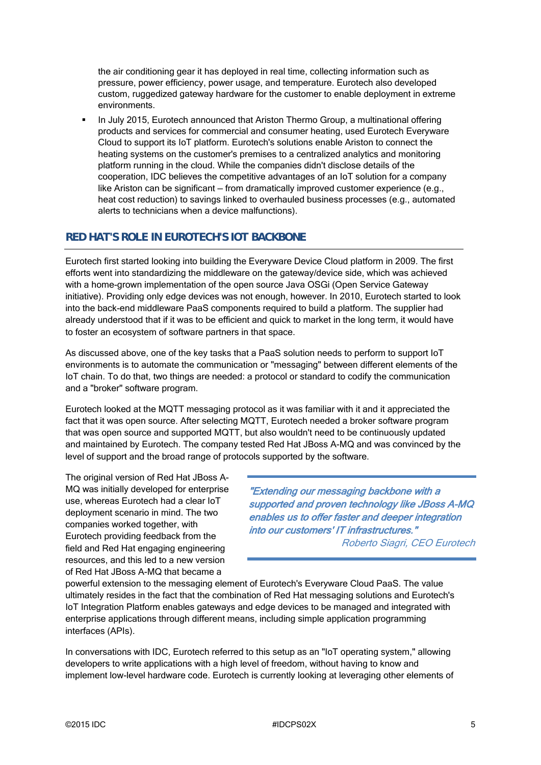the air conditioning gear it has deployed in real time, collecting information such as pressure, power efficiency, power usage, and temperature. Eurotech also developed custom, ruggedized gateway hardware for the customer to enable deployment in extreme environments.

- In July 2015, Eurotech announced that Ariston Thermo Group, a multinational offering products and services for commercial and consumer heating, used Eurotech Everyware Cloud to support its IoT platform. Eurotech's solutions enable Ariston to connect the heating systems on the customer's premises to a centralized analytics and monitoring platform running in the cloud. While the companies didn't disclose details of the cooperation, IDC believes the competitive advantages of an IoT solution for a company like Ariston can be significant — from dramatically improved customer experience (e.g., heat cost reduction) to savings linked to overhauled business processes (e.g., automated alerts to technicians when a device malfunctions).

## RED HAT'S ROLE IN EUROTECH'S IOT BACKBONE

Eurotech first started looking into building the Everyware Device Cloud platform in 2009. The first efforts went into standardizing the middleware on the gateway/device side, which was achieved with a home-grown implementation of the open source Java OSGi (Open Service Gateway initiative). Providing only edge devices was not enough, however. In 2010, Eurotech started to look into the back-end middleware PaaS components required to build a platform. The supplier had already understood that if it was to be efficient and quick to market in the long term, it would have to foster an ecosystem of software partners in that space.

As discussed above, one of the key tasks that a PaaS solution needs to perform to support IoT environments is to automate the communication or "messaging" between different elements of the IoT chain. To do that, two things are needed: a protocol or standard to codify the communication and a "broker" software program.

Eurotech looked at the MQTT messaging protocol as it was familiar with it and it appreciated the fact that it was open source. After selecting MQTT, Eurotech needed a broker software program that was open source and supported MQTT, but also wouldn't need to be continuously updated and maintained by Eurotech. The company tested Red Hat JBoss A-MQ and was convinced by the level of support and the broad range of protocols supported by the software.

The original version of Red Hat JBoss A-MQ was initially developed for enterprise use, whereas Eurotech had a clear IoT deployment scenario in mind. The two companies worked together, with Eurotech providing feedback from the field and Red Hat engaging engineering resources, and this led to a new version of Red Hat JBoss A-MQ that became a powerful extension to the messaging element of Eurotech's Everyware Cloud PaaS. The value ultimately resides in the fact that the combination of Red Hat messaging solutions and Eurotech's IoT Integration Platform enables gateways and edge devices to be managed and integrated with enterprise applications through different means, including simple application programming interfaces (APIs).

> *"Extending our messaging backbone with a supported and proven technology like JBoss A-MQ enables us to offer faster and deeper integration into our customers' IT infrastructures."*
>
> Roberto Siagri, CEO Eurotech

In conversations with IDC, Eurotech referred to this setup as an "IoT operating system," allowing developers to write applications with a high level of freedom, without having to know and implement low-level hardware code. Eurotech is currently looking at leveraging other elements of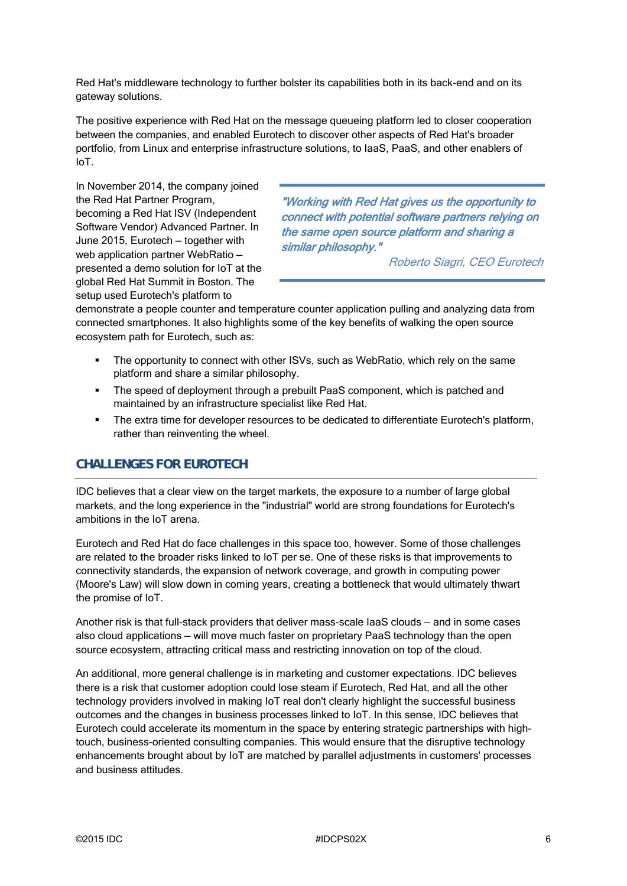Red Hat's middleware technology to further bolster its capabilities both in its back-end and on its gateway solutions.

The positive experience with Red Hat on the message queueing platform led to closer cooperation between the companies, and enabled Eurotech to discover other aspects of Red Hat's broader portfolio, from Linux and enterprise infrastructure solutions, to IaaS, PaaS, and other enablers of IoT.

> *"Working with Red Hat gives us the opportunity to connect with potential software partners relying on the same open source platform and sharing a similar philosophy."*
>
> *Roberto Siagri, CEO Eurotech*

In November 2014, the company joined the Red Hat Partner Program, becoming a Red Hat ISV (Independent Software Vendor) Advanced Partner. In June 2015, Eurotech — together with web application partner WebRatio — presented a demo solution for IoT at the global Red Hat Summit in Boston. The setup used Eurotech's platform to demonstrate a people counter and temperature counter application pulling and analyzing data from connected smartphones. It also highlights some of the key benefits of walking the open source ecosystem path for Eurotech, such as:

- The opportunity to connect with other ISVs, such as WebRatio, which rely on the same platform and share a similar philosophy.
- The speed of deployment through a prebuilt PaaS component, which is patched and maintained by an infrastructure specialist like Red Hat.
- The extra time for developer resources to be dedicated to differentiate Eurotech's platform, rather than reinventing the wheel.

## CHALLENGES FOR EUROTECH

IDC believes that a clear view on the target markets, the exposure to a number of large global markets, and the long experience in the "industrial" world are strong foundations for Eurotech's ambitions in the IoT arena.

Eurotech and Red Hat do face challenges in this space too, however. Some of those challenges are related to the broader risks linked to IoT per se. One of these risks is that improvements to connectivity standards, the expansion of network coverage, and growth in computing power (Moore's Law) will slow down in coming years, creating a bottleneck that would ultimately thwart the promise of IoT.

Another risk is that full-stack providers that deliver mass-scale IaaS clouds — and in some cases also cloud applications — will move much faster on proprietary PaaS technology than the open source ecosystem, attracting critical mass and restricting innovation on top of the cloud.

An additional, more general challenge is in marketing and customer expectations. IDC believes there is a risk that customer adoption could lose steam if Eurotech, Red Hat, and all the other technology providers involved in making IoT real don't clearly highlight the successful business outcomes and the changes in business processes linked to IoT. In this sense, IDC believes that Eurotech could accelerate its momentum in the space by entering strategic partnerships with high-touch, business-oriented consulting companies. This would ensure that the disruptive technology enhancements brought about by IoT are matched by parallel adjustments in customers' processes and business attitudes.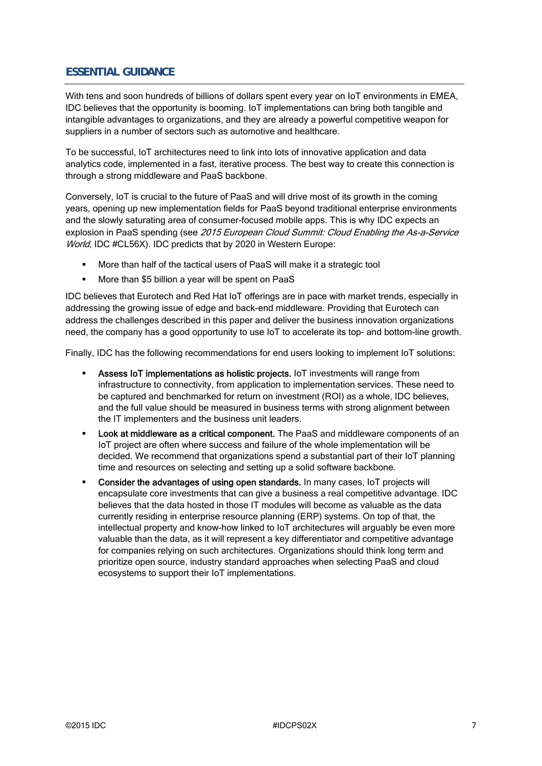## ESSENTIAL GUIDANCE

With tens and soon hundreds of billions of dollars spent every year on IoT environments in EMEA, IDC believes that the opportunity is booming. IoT implementations can bring both tangible and intangible advantages to organizations, and they are already a powerful competitive weapon for suppliers in a number of sectors such as automotive and healthcare.

To be successful, IoT architectures need to link into lots of innovative application and data analytics code, implemented in a fast, iterative process. The best way to create this connection is through a strong middleware and PaaS backbone.

Conversely, IoT is crucial to the future of PaaS and will drive most of its growth in the coming years, opening up new implementation fields for PaaS beyond traditional enterprise environments and the slowly saturating area of consumer-focused mobile apps. This is why IDC expects an explosion in PaaS spending (see *2015 European Cloud Summit: Cloud Enabling the As-a-Service World*, IDC #CL56X). IDC predicts that by 2020 in Western Europe:

- More than half of the tactical users of PaaS will make it a strategic tool
- More than $5 billion a year will be spent on PaaS

IDC believes that Eurotech and Red Hat IoT offerings are in pace with market trends, especially in addressing the growing issue of edge and back-end middleware. Providing that Eurotech can address the challenges described in this paper and deliver the business innovation organizations need, the company has a good opportunity to use IoT to accelerate its top- and bottom-line growth.

Finally, IDC has the following recommendations for end users looking to implement IoT solutions:

- **Assess IoT implementations as holistic projects.** IoT investments will range from infrastructure to connectivity, from application to implementation services. These need to be captured and benchmarked for return on investment (ROI) as a whole, IDC believes, and the full value should be measured in business terms with strong alignment between the IT implementers and the business unit leaders.
- **Look at middleware as a critical component.** The PaaS and middleware components of an IoT project are often where success and failure of the whole implementation will be decided. We recommend that organizations spend a substantial part of their IoT planning time and resources on selecting and setting up a solid software backbone.
- **Consider the advantages of using open standards.** In many cases, IoT projects will encapsulate core investments that can give a business a real competitive advantage. IDC believes that the data hosted in those IT modules will become as valuable as the data currently residing in enterprise resource planning (ERP) systems. On top of that, the intellectual property and know-how linked to IoT architectures will arguably be even more valuable than the data, as it will represent a key differentiator and competitive advantage for companies relying on such architectures. Organizations should think long term and prioritize open source, industry standard approaches when selecting PaaS and cloud ecosystems to support their IoT implementations.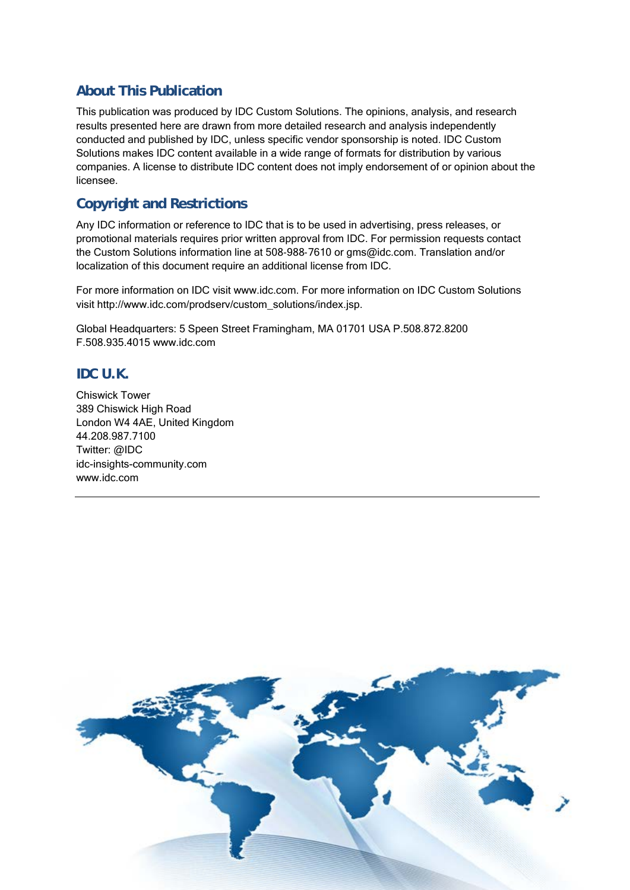## About This Publication

This publication was produced by IDC Custom Solutions. The opinions, analysis, and research results presented here are drawn from more detailed research and analysis independently conducted and published by IDC, unless specific vendor sponsorship is noted. IDC Custom Solutions makes IDC content available in a wide range of formats for distribution by various companies. A license to distribute IDC content does not imply endorsement of or opinion about the licensee.

## Copyright and Restrictions

Any IDC information or reference to IDC that is to be used in advertising, press releases, or promotional materials requires prior written approval from IDC. For permission requests contact the Custom Solutions information line at 508-988-7610 or gms@idc.com. Translation and/or localization of this document require an additional license from IDC.

For more information on IDC visit www.idc.com. For more information on IDC Custom Solutions visit http://www.idc.com/prodserv/custom_solutions/index.jsp.

Global Headquarters: 5 Speen Street Framingham, MA 01701 USA P.508.872.8200 F.508.935.4015 www.idc.com

## IDC U.K.

Chiswick Tower
389 Chiswick High Road
London W4 4AE, United Kingdom
44.208.987.7100
Twitter: @IDC
idc-insights-community.com
www.idc.com